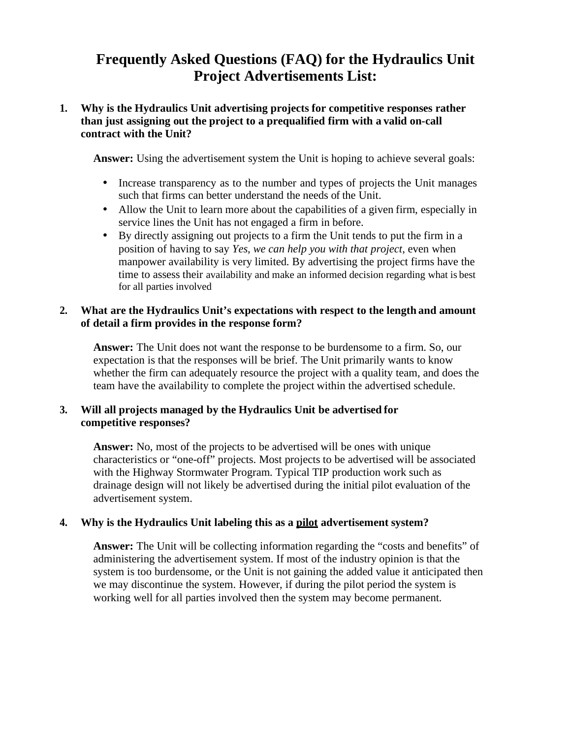# Frequently Asked Questions (FAQ) for the Hydraulics Unit Project Advertisements List:

1. **Why is the Hydraulics Unit advertising projects for competitive responses rather than just assigning out the project to a prequalified firm with a valid on-call contract with the Unit?**

   **Answer:** Using the advertisement system the Unit is hoping to achieve several goals:

   - Increase transparency as to the number and types of projects the Unit manages such that firms can better understand the needs of the Unit.
   - Allow the Unit to learn more about the capabilities of a given firm, especially in service lines the Unit has not engaged a firm in before.
   - By directly assigning out projects to a firm the Unit tends to put the firm in a position of having to say *Yes, we can help you with that project*, even when manpower availability is very limited. By advertising the project firms have the time to assess their availability and make an informed decision regarding what is best for all parties involved

2. **What are the Hydraulics Unit's expectations with respect to the length and amount of detail a firm provides in the response form?**

   **Answer:** The Unit does not want the response to be burdensome to a firm. So, our expectation is that the responses will be brief. The Unit primarily wants to know whether the firm can adequately resource the project with a quality team, and does the team have the availability to complete the project within the advertised schedule.

3. **Will all projects managed by the Hydraulics Unit be advertised for competitive responses?**

   **Answer:** No, most of the projects to be advertised will be ones with unique characteristics or "one-off" projects. Most projects to be advertised will be associated with the Highway Stormwater Program. Typical TIP production work such as drainage design will not likely be advertised during the initial pilot evaluation of the advertisement system.

4. **Why is the Hydraulics Unit labeling this as a <u>pilot</u> advertisement system?**

   **Answer:** The Unit will be collecting information regarding the "costs and benefits" of administering the advertisement system. If most of the industry opinion is that the system is too burdensome, or the Unit is not gaining the added value it anticipated then we may discontinue the system. However, if during the pilot period the system is working well for all parties involved then the system may become permanent.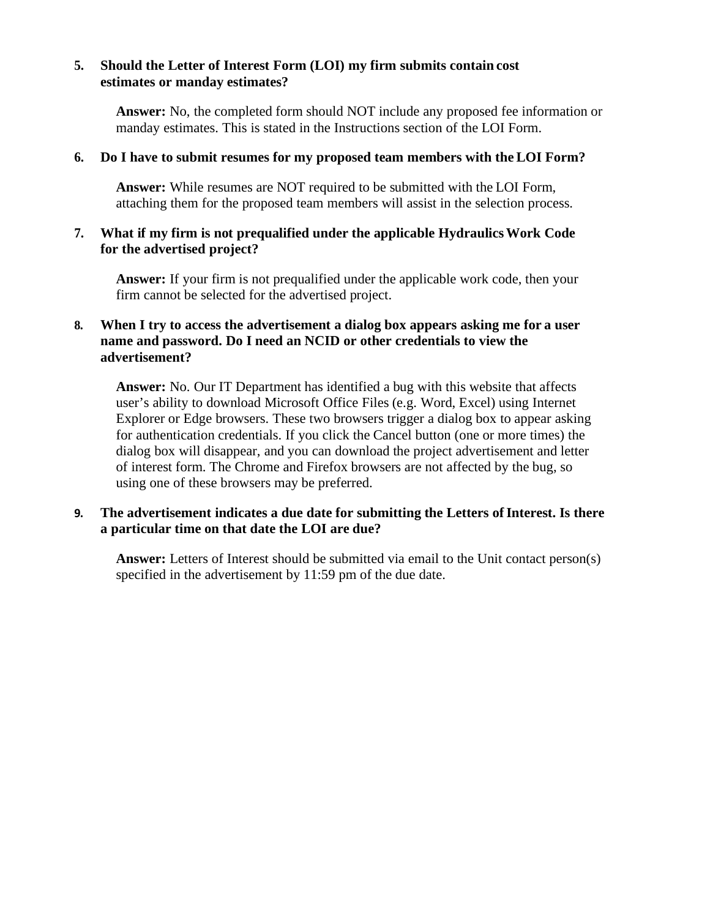5. **Should the Letter of Interest Form (LOI) my firm submits contain cost estimates or manday estimates?**

   **Answer:** No, the completed form should NOT include any proposed fee information or manday estimates. This is stated in the Instructions section of the LOI Form.

6. **Do I have to submit resumes for my proposed team members with the LOI Form?**

   **Answer:** While resumes are NOT required to be submitted with the LOI Form, attaching them for the proposed team members will assist in the selection process.

7. **What if my firm is not prequalified under the applicable Hydraulics Work Code for the advertised project?**

   **Answer:** If your firm is not prequalified under the applicable work code, then your firm cannot be selected for the advertised project.

8. **When I try to access the advertisement a dialog box appears asking me for a user name and password. Do I need an NCID or other credentials to view the advertisement?**

   **Answer:** No. Our IT Department has identified a bug with this website that affects user's ability to download Microsoft Office Files (e.g. Word, Excel) using Internet Explorer or Edge browsers. These two browsers trigger a dialog box to appear asking for authentication credentials. If you click the Cancel button (one or more times) the dialog box will disappear, and you can download the project advertisement and letter of interest form. The Chrome and Firefox browsers are not affected by the bug, so using one of these browsers may be preferred.

9. **The advertisement indicates a due date for submitting the Letters of Interest. Is there a particular time on that date the LOI are due?**

   **Answer:** Letters of Interest should be submitted via email to the Unit contact person(s) specified in the advertisement by 11:59 pm of the due date.